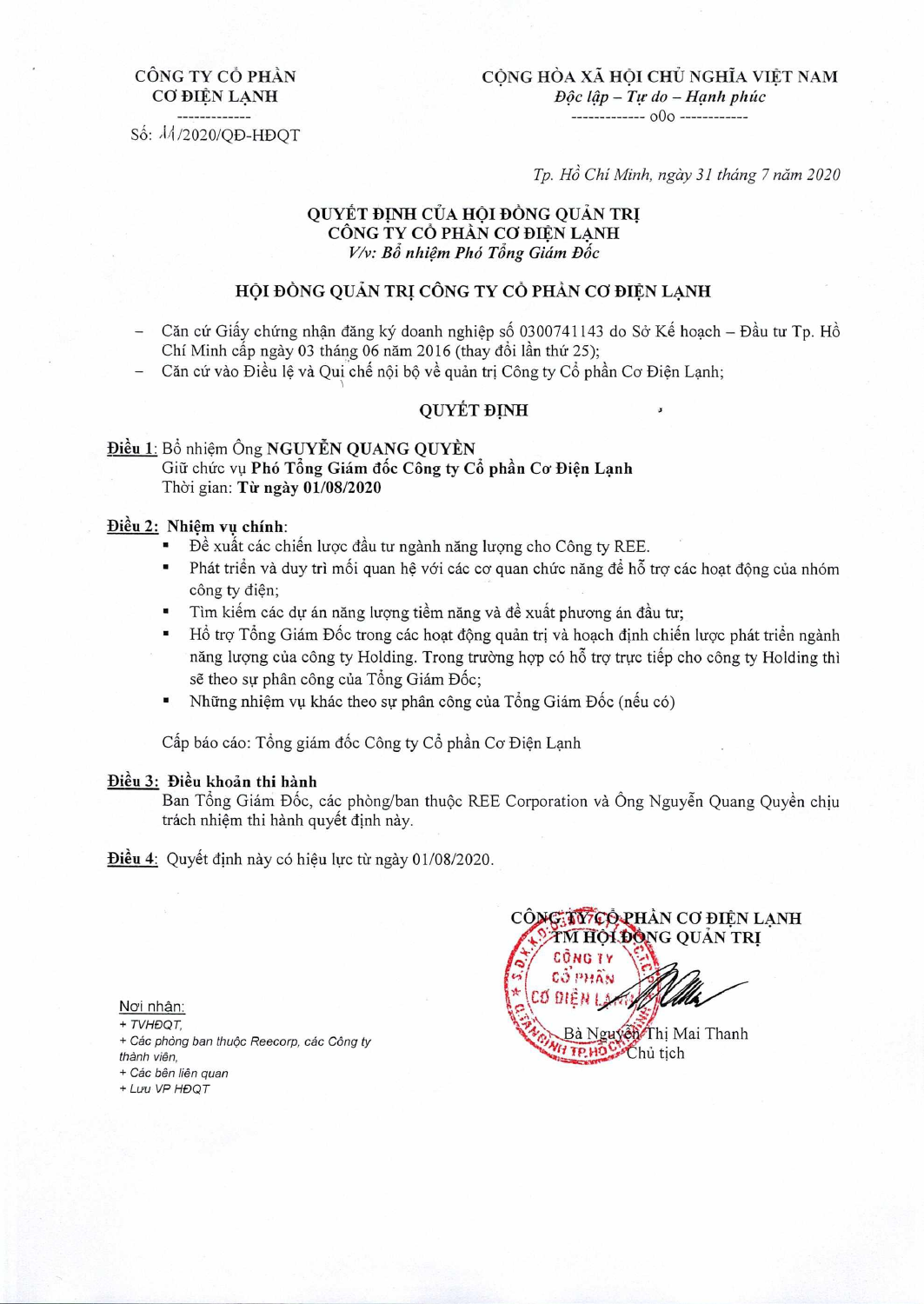CÔNG TY CỔ PHẦN
CƠ ĐIỆN LẠNH
-------------
Số: 11/2020/QĐ-HĐQT

CỘNG HÒA XÃ HỘI CHỦ NGHĨA VIỆT NAM
*Độc lập – Tự do – Hạnh phúc*
------------- o0o ------------

*Tp. Hồ Chí Minh, ngày 31 tháng 7 năm 2020*

**QUYẾT ĐỊNH CỦA HỘI ĐỒNG QUẢN TRỊ**
**CÔNG TY CỔ PHẦN CƠ ĐIỆN LẠNH**
***V/v: Bổ nhiệm Phó Tổng Giám Đốc***

**HỘI ĐỒNG QUẢN TRỊ CÔNG TY CỔ PHẦN CƠ ĐIỆN LẠNH**

- Căn cứ Giấy chứng nhận đăng ký doanh nghiệp số 0300741143 do Sở Kế hoạch – Đầu tư Tp. Hồ Chí Minh cấp ngày 03 tháng 06 năm 2016 (thay đổi lần thứ 25);
- Căn cứ vào Điều lệ và Qui chế nội bộ về quản trị Công ty Cổ phần Cơ Điện Lạnh;

**QUYẾT ĐỊNH**

**Điều 1**: Bổ nhiệm Ông **NGUYỄN QUANG QUYỀN**
Giữ chức vụ **Phó Tổng Giám đốc Công ty Cổ phần Cơ Điện Lạnh**
Thời gian: **Từ ngày 01/08/2020**

**Điều 2: Nhiệm vụ chính**:

- Đề xuất các chiến lược đầu tư ngành năng lượng cho Công ty REE.
- Phát triển và duy trì mối quan hệ với các cơ quan chức năng để hỗ trợ các hoạt động của nhóm công ty điện;
- Tìm kiếm các dự án năng lượng tiềm năng và đề xuất phương án đầu tư;
- Hỗ trợ Tổng Giám Đốc trong các hoạt động quản trị và hoạch định chiến lược phát triển ngành năng lượng của công ty Holding. Trong trường hợp có hỗ trợ trực tiếp cho công ty Holding thì sẽ theo sự phân công của Tổng Giám Đốc;
- Những nhiệm vụ khác theo sự phân công của Tổng Giám Đốc (nếu có)

Cấp báo cáo: Tổng giám đốc Công ty Cổ phần Cơ Điện Lạnh

**Điều 3: Điều khoản thi hành**
Ban Tổng Giám Đốc, các phòng/ban thuộc REE Corporation và Ông Nguyễn Quang Quyền chịu trách nhiệm thi hành quyết định này.

**Điều 4**: Quyết định này có hiệu lực từ ngày 01/08/2020.

CÔNG TY CỔ PHẦN CƠ ĐIỆN LẠNH
TM HỘI ĐỒNG QUẢN TRỊ

Bà Nguyễn Thị Mai Thanh
Chủ tịch

Nơi nhận:
+ *TVHĐQT,*
+ *Các phòng ban thuộc Reecorp, các Công ty thành viên,*
+ *Các bên liên quan*
+ *Lưu VP HĐQT*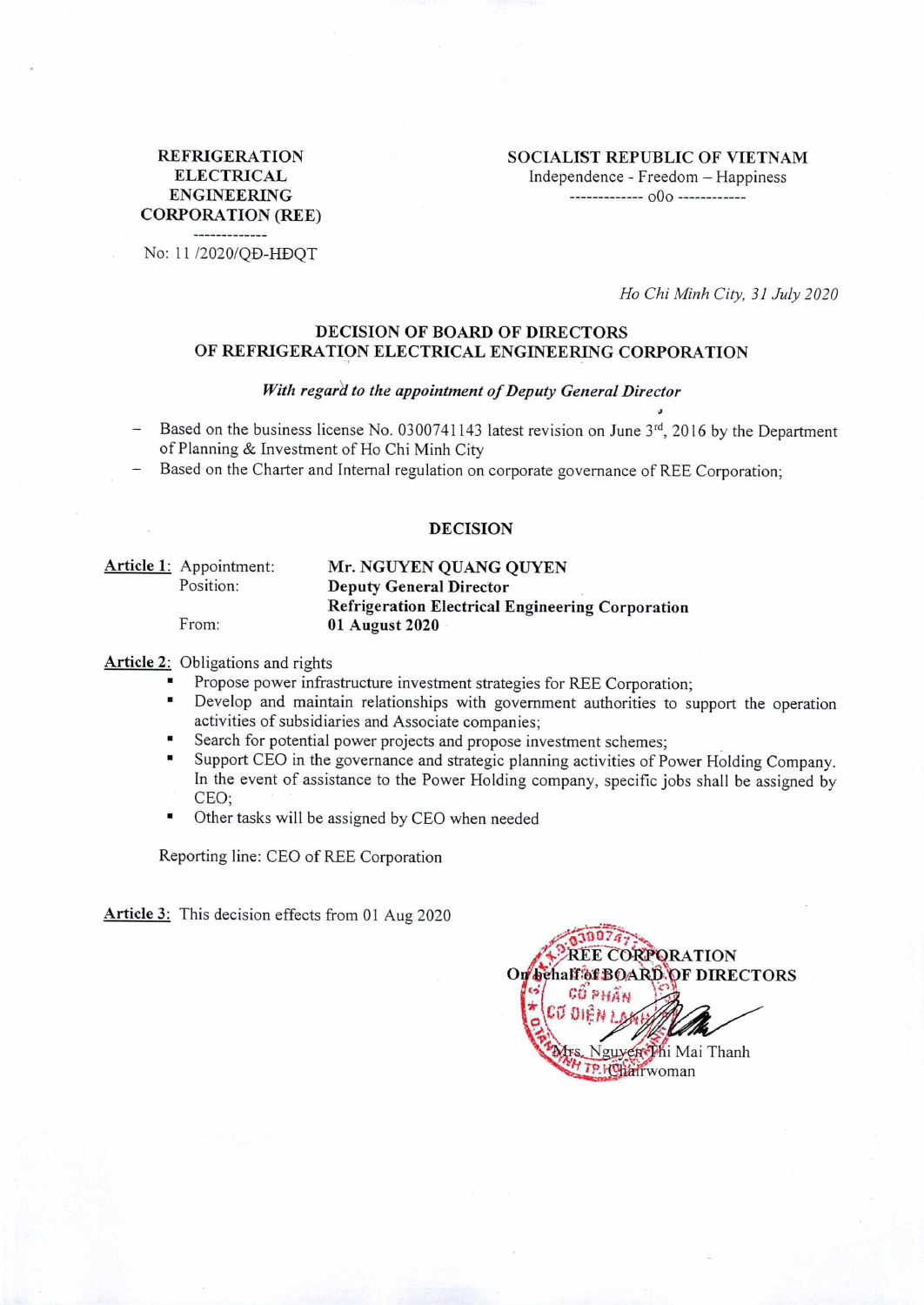**REFRIGERATION ELECTRICAL ENGINEERING CORPORATION (REE)**

-------------

No: 11 /2020/QĐ-HĐQT

**SOCIALIST REPUBLIC OF VIETNAM**

Independence - Freedom – Happiness

------------- o0o ------------

*Ho Chi Minh City, 31 July 2020*

## DECISION OF BOARD OF DIRECTORS OF REFRIGERATION ELECTRICAL ENGINEERING CORPORATION

***With regard to the appointment of Deputy General Director***

- Based on the business license No. 0300741143 latest revision on June 3rd, 2016 by the Department of Planning & Investment of Ho Chi Minh City
- Based on the Charter and Internal regulation on corporate governance of REE Corporation;

## DECISION

**Article 1:** Appointment: **Mr. NGUYEN QUANG QUYEN**

Position: **Deputy General Director**

**Refrigeration Electrical Engineering Corporation**

From: **01 August 2020**

**Article 2:** Obligations and rights

- Propose power infrastructure investment strategies for REE Corporation;
- Develop and maintain relationships with government authorities to support the operation activities of subsidiaries and Associate companies;
- Search for potential power projects and propose investment schemes;
- Support CEO in the governance and strategic planning activities of Power Holding Company. In the event of assistance to the Power Holding company, specific jobs shall be assigned by CEO;
- Other tasks will be assigned by CEO when needed

Reporting line: CEO of REE Corporation

**Article 3:** This decision effects from 01 Aug 2020

**REE CORPORATION**
**On behalf of BOARD OF DIRECTORS**

Mrs. Nguyen Thi Mai Thanh
Chairwoman